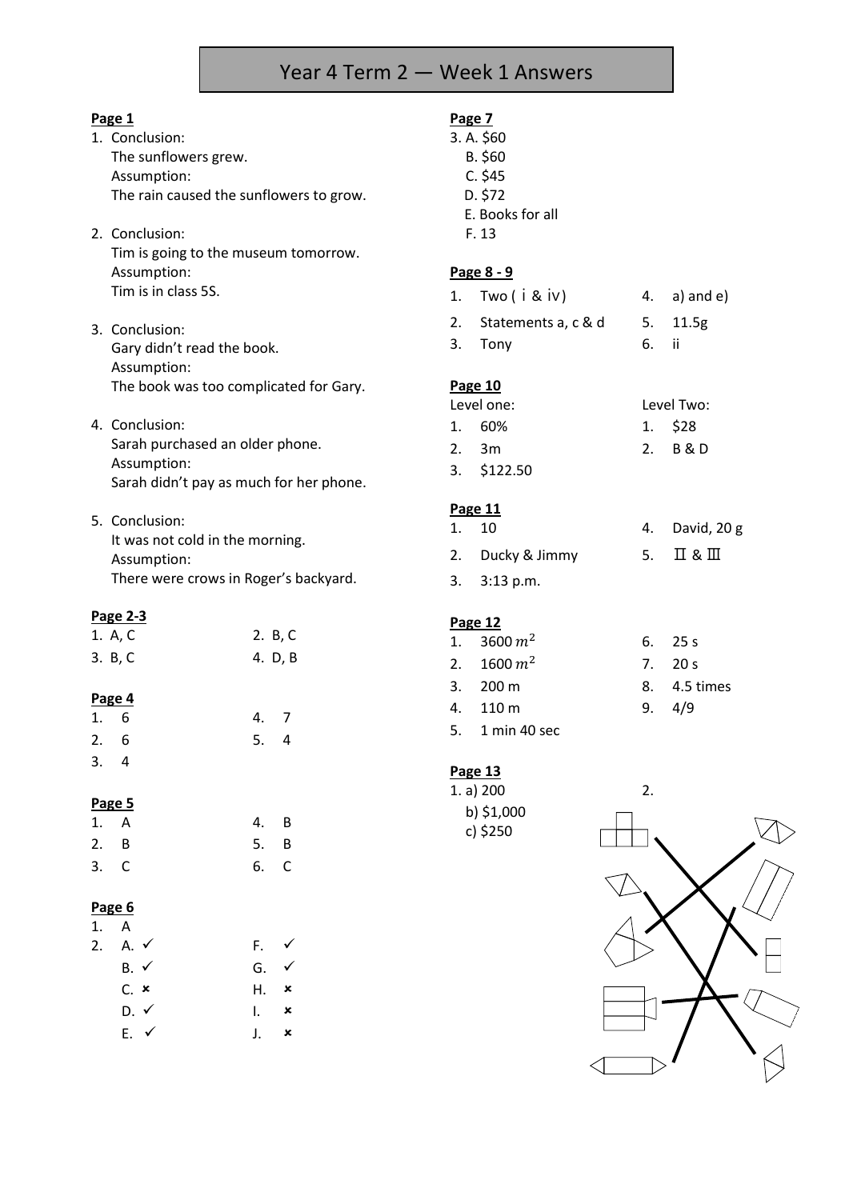# Year 4 Term 2 — Week 1 Answers

**Page 1**

1. Conclusion:
   The sunflowers grew.
   Assumption:
   The rain caused the sunflowers to grow.

2. Conclusion:
   Tim is going to the museum tomorrow.
   Assumption:
   Tim is in class 5S.

3. Conclusion:
   Gary didn't read the book.
   Assumption:
   The book was too complicated for Gary.

4. Conclusion:
   Sarah purchased an older phone.
   Assumption:
   Sarah didn't pay as much for her phone.

5. Conclusion:
   It was not cold in the morning.
   Assumption:
   There were crows in Roger's backyard.

**Page 2-3**

1. A, C
2. B, C
3. B, C
4. D, B

**Page 4**

1. 6
2. 6
3. 4
4. 7
5. 4

**Page 5**

1. A
2. B
3. C
4. B
5. B
6. C

**Page 6**

1. A
2. A. ✓
   B. ✓
   C. ×
   D. ✓
   E. ✓
   F. ✓
   G. ✓
   H. ×
   I. ×
   J. ×

**Page 7**

3. A. $60
   B. $60
   C. $45
   D. $72
   E. Books for all
   F. 13

**Page 8 - 9**

1. Two ( i & iv)
2. Statements a, c & d
3. Tony
4. a) and e)
5. 11.5g
6. ii

**Page 10**

Level one:

1. 60%
2. 3m
3. $122.50

Level Two:

1. $28
2. B & D

**Page 11**

1. 10
2. Ducky & Jimmy
3. 3:13 p.m.
4. David, 20 g
5. II & III

**Page 12**

1. 3600 $m^2$
2. 1600 $m^2$
3. 200 m
4. 110 m
5. 1 min 40 sec
6. 25 s
7. 20 s
8. 4.5 times
9. 4/9

**Page 13**

1. a) 200
   b) $1,000
   c) $250
2.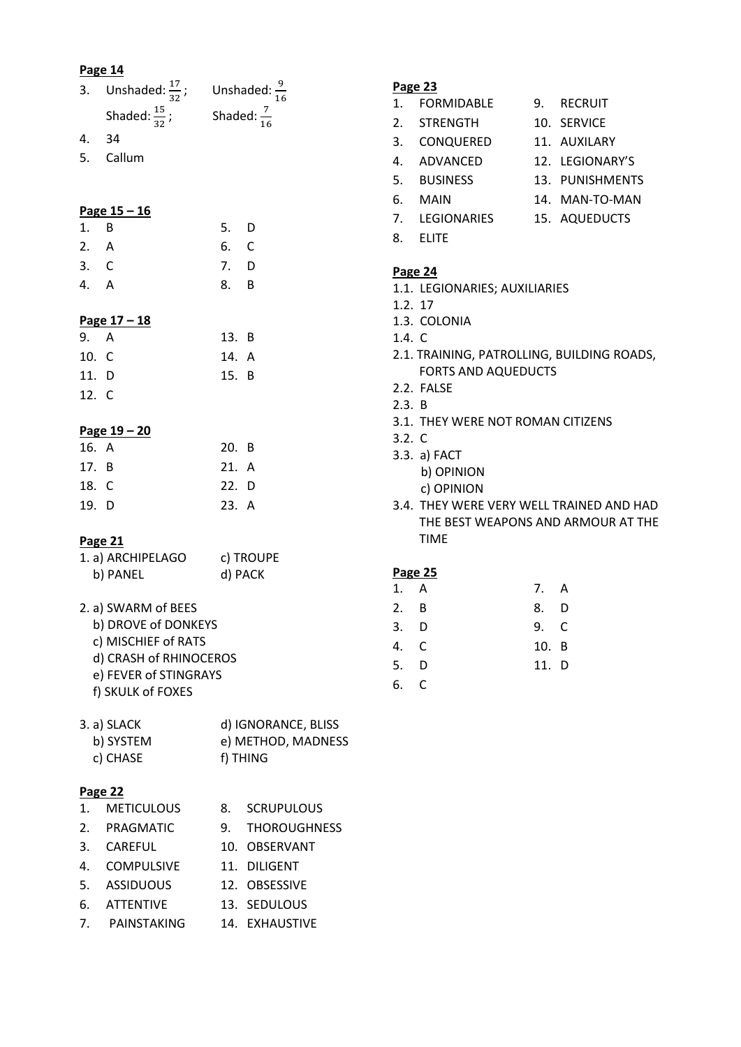**Page 14**

3. Unshaded: $\frac{17}{32}$; Unshaded: $\frac{9}{16}$

   Shaded: $\frac{15}{32}$; Shaded: $\frac{7}{16}$
4. 34
5. Callum

**Page 15 – 16**

1. B
2. A
3. C
4. A
5. D
6. C
7. D
8. B

**Page 17 – 18**

9. A
10. C
11. D
12. C
13. B
14. A
15. B

**Page 19 – 20**

16. A
17. B
18. C
19. D
20. B
21. A
22. D
23. A

**Page 21**

1. a) ARCHIPELAGO
   b) PANEL
   c) TROUPE
   d) PACK

2. a) SWARM of BEES
   b) DROVE of DONKEYS
   c) MISCHIEF of RATS
   d) CRASH of RHINOCEROS
   e) FEVER of STINGRAYS
   f) SKULK of FOXES

3. a) SLACK
   b) SYSTEM
   c) CHASE
   d) IGNORANCE, BLISS
   e) METHOD, MADNESS
   f) THING

**Page 22**

1. METICULOUS
2. PRAGMATIC
3. CAREFUL
4. COMPULSIVE
5. ASSIDUOUS
6. ATTENTIVE
7. PAINSTAKING
8. SCRUPULOUS
9. THOROUGHNESS
10. OBSERVANT
11. DILIGENT
12. OBSESSIVE
13. SEDULOUS
14. EXHAUSTIVE

**Page 23**

1. FORMIDABLE
2. STRENGTH
3. CONQUERED
4. ADVANCED
5. BUSINESS
6. MAIN
7. LEGIONARIES
8. ELITE
9. RECRUIT
10. SERVICE
11. AUXILARY
12. LEGIONARY'S
13. PUNISHMENTS
14. MAN-TO-MAN
15. AQUEDUCTS

**Page 24**

1.1. LEGIONARIES; AUXILIARIES
1.2. 17
1.3. COLONIA
1.4. C
2.1. TRAINING, PATROLLING, BUILDING ROADS, FORTS AND AQUEDUCTS
2.2. FALSE
2.3. B
3.1. THEY WERE NOT ROMAN CITIZENS
3.2. C
3.3. a) FACT
     b) OPINION
     c) OPINION
3.4. THEY WERE VERY WELL TRAINED AND HAD THE BEST WEAPONS AND ARMOUR AT THE TIME

**Page 25**

1. A
2. B
3. D
4. C
5. D
6. C
7. A
8. D
9. C
10. B
11. D